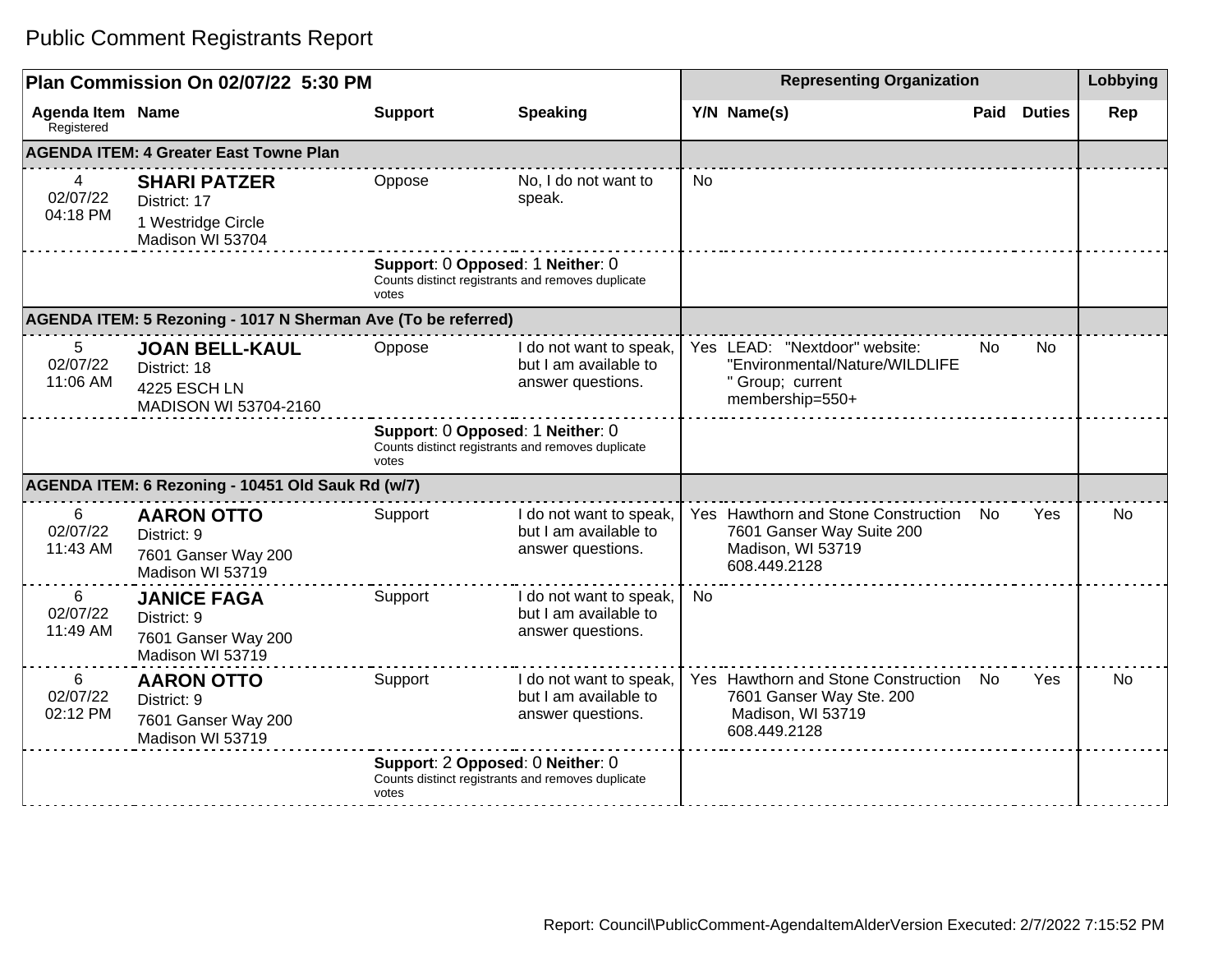# Public Comment Registrants Report

| Plan Commission On 02/07/22 5:30 PM | | | | Representing Organization | | | | Lobbying |
|---|---|---|---|---|---|---|---|---|
| **Agenda Item** Registered | **Name** | **Support** | **Speaking** | **Y/N** | **Name(s)** | **Paid** | **Duties** | **Rep** |
| **AGENDA ITEM: 4 Greater East Towne Plan** | | | | | | | | |
| 4 02/07/22 04:18 PM | **SHARI PATZER** District: 17 1 Westridge Circle Madison WI 53704 | Oppose | No, I do not want to speak. | No | | | | |
| | | **Support**: 0 **Opposed**: 1 **Neither**: 0 Counts distinct registrants and removes duplicate votes | | | | | | |
| **AGENDA ITEM: 5 Rezoning - 1017 N Sherman Ave (To be referred)** | | | | | | | | |
| 5 02/07/22 11:06 AM | **JOAN BELL-KAUL** District: 18 4225 ESCH LN MADISON WI 53704-2160 | Oppose | I do not want to speak, but I am available to answer questions. | Yes | LEAD: "Nextdoor" website: "Environmental/Nature/WILDLIFE " Group; current membership=550+ | No | No | |
| | | **Support**: 0 **Opposed**: 1 **Neither**: 0 Counts distinct registrants and removes duplicate votes | | | | | | |
| **AGENDA ITEM: 6 Rezoning - 10451 Old Sauk Rd (w/7)** | | | | | | | | |
| 6 02/07/22 11:43 AM | **AARON OTTO** District: 9 7601 Ganser Way 200 Madison WI 53719 | Support | I do not want to speak, but I am available to answer questions. | Yes | Hawthorn and Stone Construction 7601 Ganser Way Suite 200 Madison, WI 53719 608.449.2128 | No | Yes | No |
| 6 02/07/22 11:49 AM | **JANICE FAGA** District: 9 7601 Ganser Way 200 Madison WI 53719 | Support | I do not want to speak, but I am available to answer questions. | No | | | | |
| 6 02/07/22 02:12 PM | **AARON OTTO** District: 9 7601 Ganser Way 200 Madison WI 53719 | Support | I do not want to speak, but I am available to answer questions. | Yes | Hawthorn and Stone Construction 7601 Ganser Way Ste. 200 Madison, WI 53719 608.449.2128 | No | Yes | No |
| | | **Support**: 2 **Opposed**: 0 **Neither**: 0 Counts distinct registrants and removes duplicate votes | | | | | | |

Report: Council\PublicComment-AgendaItemAlderVersion Executed: 2/7/2022 7:15:52 PM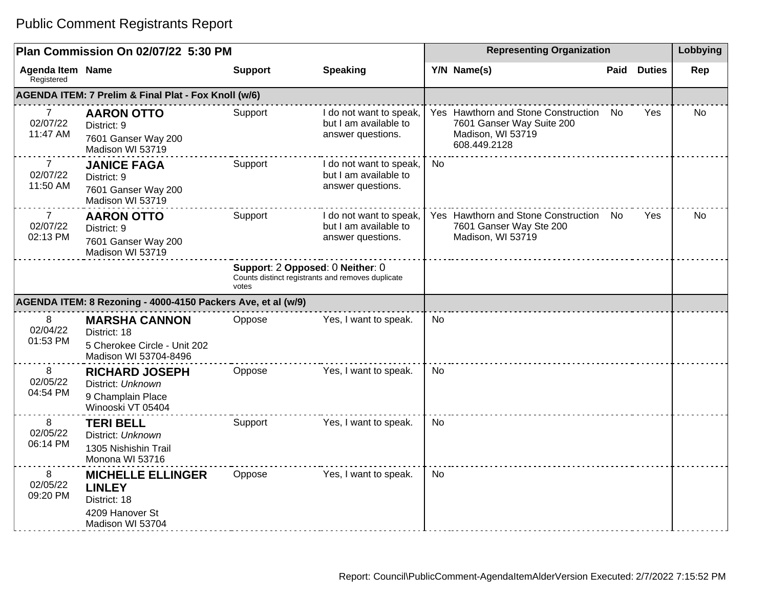# Public Comment Registrants Report

| Plan Commission On 02/07/22 5:30 PM | | | | Representing Organization | | | | Lobbying |
|---|---|---|---|---|---|---|---|---|
| Agenda Item Registered | Name | Support | Speaking | Y/N | Name(s) | Paid | Duties | Rep |
| **AGENDA ITEM: 7 Prelim & Final Plat - Fox Knoll (w/6)** | | | | | | | | |
| 7<br>02/07/22<br>11:47 AM | **AARON OTTO**<br>District: 9<br>7601 Ganser Way 200<br>Madison WI 53719 | Support | I do not want to speak, but I am available to answer questions. | Yes | Hawthorn and Stone Construction<br>7601 Ganser Way Suite 200<br>Madison, WI 53719<br>608.449.2128 | No | Yes | No |
| 7<br>02/07/22<br>11:50 AM | **JANICE FAGA**<br>District: 9<br>7601 Ganser Way 200<br>Madison WI 53719 | Support | I do not want to speak, but I am available to answer questions. | No | | | | |
| 7<br>02/07/22<br>02:13 PM | **AARON OTTO**<br>District: 9<br>7601 Ganser Way 200<br>Madison WI 53719 | Support | I do not want to speak, but I am available to answer questions. | Yes | Hawthorn and Stone Construction<br>7601 Ganser Way Ste 200<br>Madison, WI 53719 | No | Yes | No |
| | | **Support**: 2 **Opposed**: 0 **Neither**: 0<br>Counts distinct registrants and removes duplicate votes | | | | | | |
| **AGENDA ITEM: 8 Rezoning - 4000-4150 Packers Ave, et al (w/9)** | | | | | | | | |
| 8<br>02/04/22<br>01:53 PM | **MARSHA CANNON**<br>District: 18<br>5 Cherokee Circle - Unit 202<br>Madison WI 53704-8496 | Oppose | Yes, I want to speak. | No | | | | |
| 8<br>02/05/22<br>04:54 PM | **RICHARD JOSEPH**<br>District: *Unknown*<br>9 Champlain Place<br>Winooski VT 05404 | Oppose | Yes, I want to speak. | No | | | | |
| 8<br>02/05/22<br>06:14 PM | **TERI BELL**<br>District: *Unknown*<br>1305 Nishishin Trail<br>Monona WI 53716 | Support | Yes, I want to speak. | No | | | | |
| 8<br>02/05/22<br>09:20 PM | **MICHELLE ELLINGER LINLEY**<br>District: 18<br>4209 Hanover St<br>Madison WI 53704 | Oppose | Yes, I want to speak. | No | | | | |

Report: Council\PublicComment-AgendaItemAlderVersion Executed: 2/7/2022 7:15:52 PM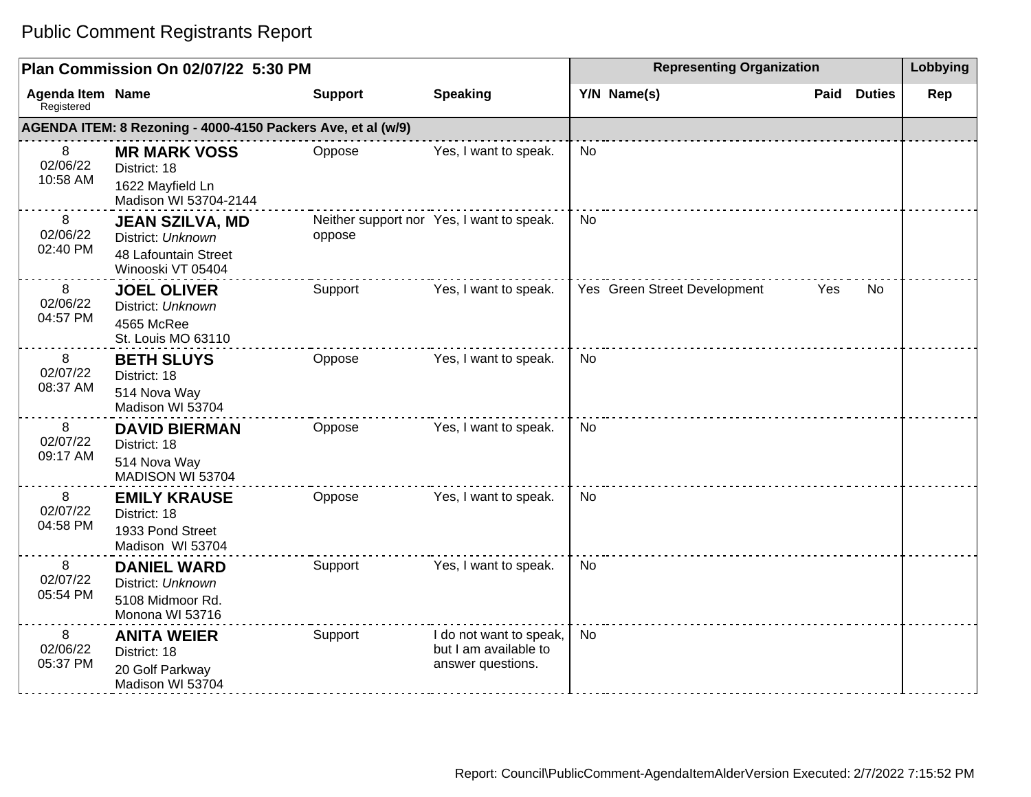# Public Comment Registrants Report

| Plan Commission On 02/07/22 5:30 PM | | | | Representing Organization | | | | Lobbying |
|---|---|---|---|---|---|---|---|---|
| Agenda Item Registered | Name | Support | Speaking | Y/N | Name(s) | Paid | Duties | Rep |
| **AGENDA ITEM: 8 Rezoning - 4000-4150 Packers Ave, et al (w/9)** | | | | | | | | |
| 8<br>02/06/22<br>10:58 AM | **MR MARK VOSS**<br>District: 18<br>1622 Mayfield Ln<br>Madison WI 53704-2144 | Oppose | Yes, I want to speak. | No | | | | |
| 8<br>02/06/22<br>02:40 PM | **JEAN SZILVA, MD**<br>District: *Unknown*<br>48 Lafountain Street<br>Winooski VT 05404 | Neither support nor oppose | Yes, I want to speak. | No | | | | |
| 8<br>02/06/22<br>04:57 PM | **JOEL OLIVER**<br>District: *Unknown*<br>4565 McRee<br>St. Louis MO 63110 | Support | Yes, I want to speak. | Yes | Green Street Development | Yes | No | |
| 8<br>02/07/22<br>08:37 AM | **BETH SLUYS**<br>District: 18<br>514 Nova Way<br>Madison WI 53704 | Oppose | Yes, I want to speak. | No | | | | |
| 8<br>02/07/22<br>09:17 AM | **DAVID BIERMAN**<br>District: 18<br>514 Nova Way<br>MADISON WI 53704 | Oppose | Yes, I want to speak. | No | | | | |
| 8<br>02/07/22<br>04:58 PM | **EMILY KRAUSE**<br>District: 18<br>1933 Pond Street<br>Madison WI 53704 | Oppose | Yes, I want to speak. | No | | | | |
| 8<br>02/07/22<br>05:54 PM | **DANIEL WARD**<br>District: *Unknown*<br>5108 Midmoor Rd.<br>Monona WI 53716 | Support | Yes, I want to speak. | No | | | | |
| 8<br>02/06/22<br>05:37 PM | **ANITA WEIER**<br>District: 18<br>20 Golf Parkway<br>Madison WI 53704 | Support | I do not want to speak, but I am available to answer questions. | No | | | | |

Report: Council\PublicComment-AgendaItemAlderVersion Executed: 2/7/2022 7:15:52 PM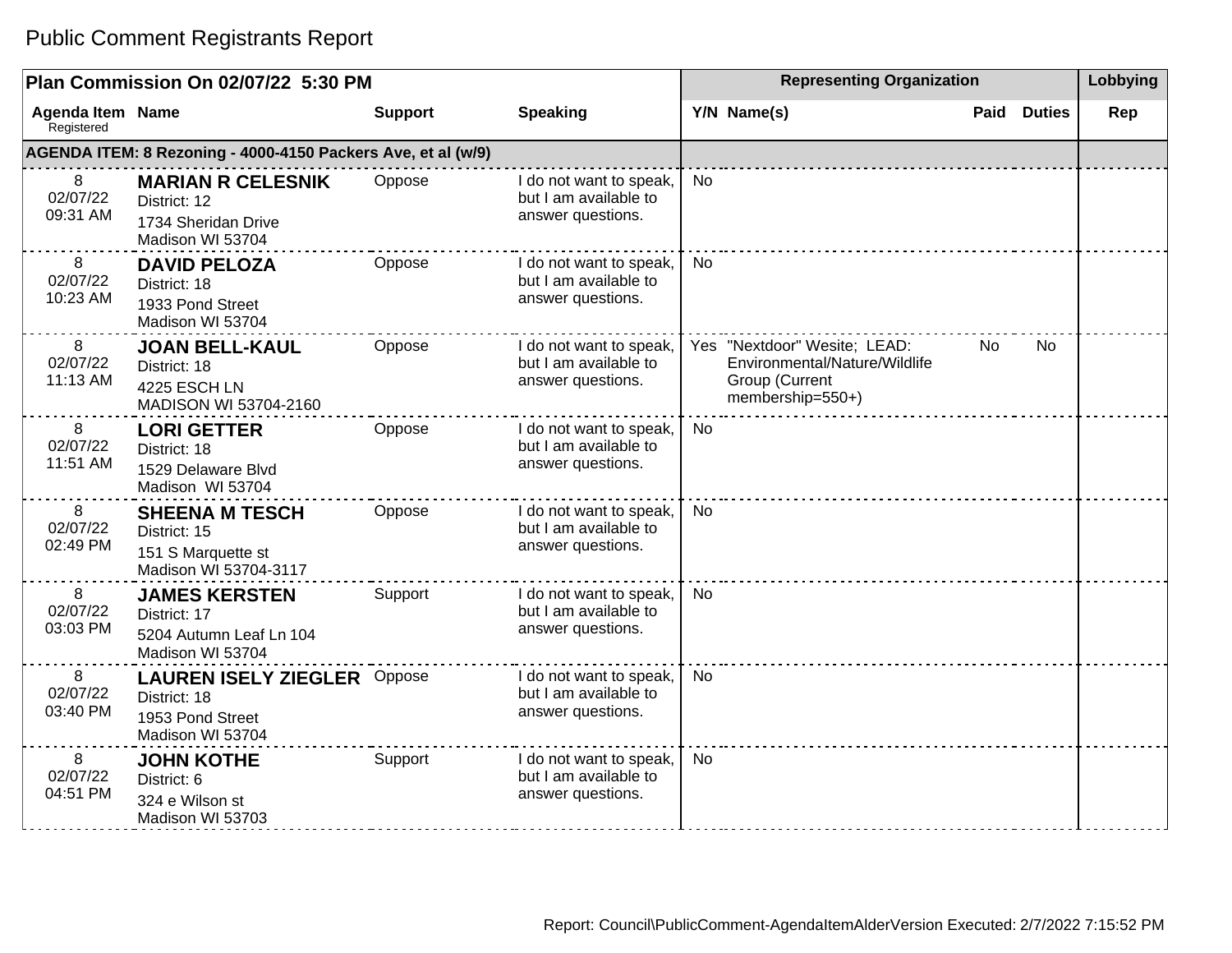# Public Comment Registrants Report

| Plan Commission On 02/07/22 5:30 PM | | | | Representing Organization | | | | Lobbying |
|---|---|---|---|---|---|---|---|---|
| Agenda Item Registered | Name | Support | Speaking | Y/N | Name(s) | Paid | Duties | Rep |
| **AGENDA ITEM: 8 Rezoning - 4000-4150 Packers Ave, et al (w/9)** | | | | | | | | |
| 8 02/07/22 09:31 AM | **MARIAN R CELESNIK** District: 12 1734 Sheridan Drive Madison WI 53704 | Oppose | I do not want to speak, but I am available to answer questions. | No | | | | |
| 8 02/07/22 10:23 AM | **DAVID PELOZA** District: 18 1933 Pond Street Madison WI 53704 | Oppose | I do not want to speak, but I am available to answer questions. | No | | | | |
| 8 02/07/22 11:13 AM | **JOAN BELL-KAUL** District: 18 4225 ESCH LN MADISON WI 53704-2160 | Oppose | I do not want to speak, but I am available to answer questions. | Yes | "Nextdoor" Wesite; LEAD: Environmental/Nature/Wildlife Group (Current membership=550+) | No | No | |
| 8 02/07/22 11:51 AM | **LORI GETTER** District: 18 1529 Delaware Blvd Madison WI 53704 | Oppose | I do not want to speak, but I am available to answer questions. | No | | | | |
| 8 02/07/22 02:49 PM | **SHEENA M TESCH** District: 15 151 S Marquette st Madison WI 53704-3117 | Oppose | I do not want to speak, but I am available to answer questions. | No | | | | |
| 8 02/07/22 03:03 PM | **JAMES KERSTEN** District: 17 5204 Autumn Leaf Ln 104 Madison WI 53704 | Support | I do not want to speak, but I am available to answer questions. | No | | | | |
| 8 02/07/22 03:40 PM | **LAUREN ISELY ZIEGLER** District: 18 1953 Pond Street Madison WI 53704 | Oppose | I do not want to speak, but I am available to answer questions. | No | | | | |
| 8 02/07/22 04:51 PM | **JOHN KOTHE** District: 6 324 e Wilson st Madison WI 53703 | Support | I do not want to speak, but I am available to answer questions. | No | | | | |

Report: Council\PublicComment-AgendaItemAlderVersion Executed: 2/7/2022 7:15:52 PM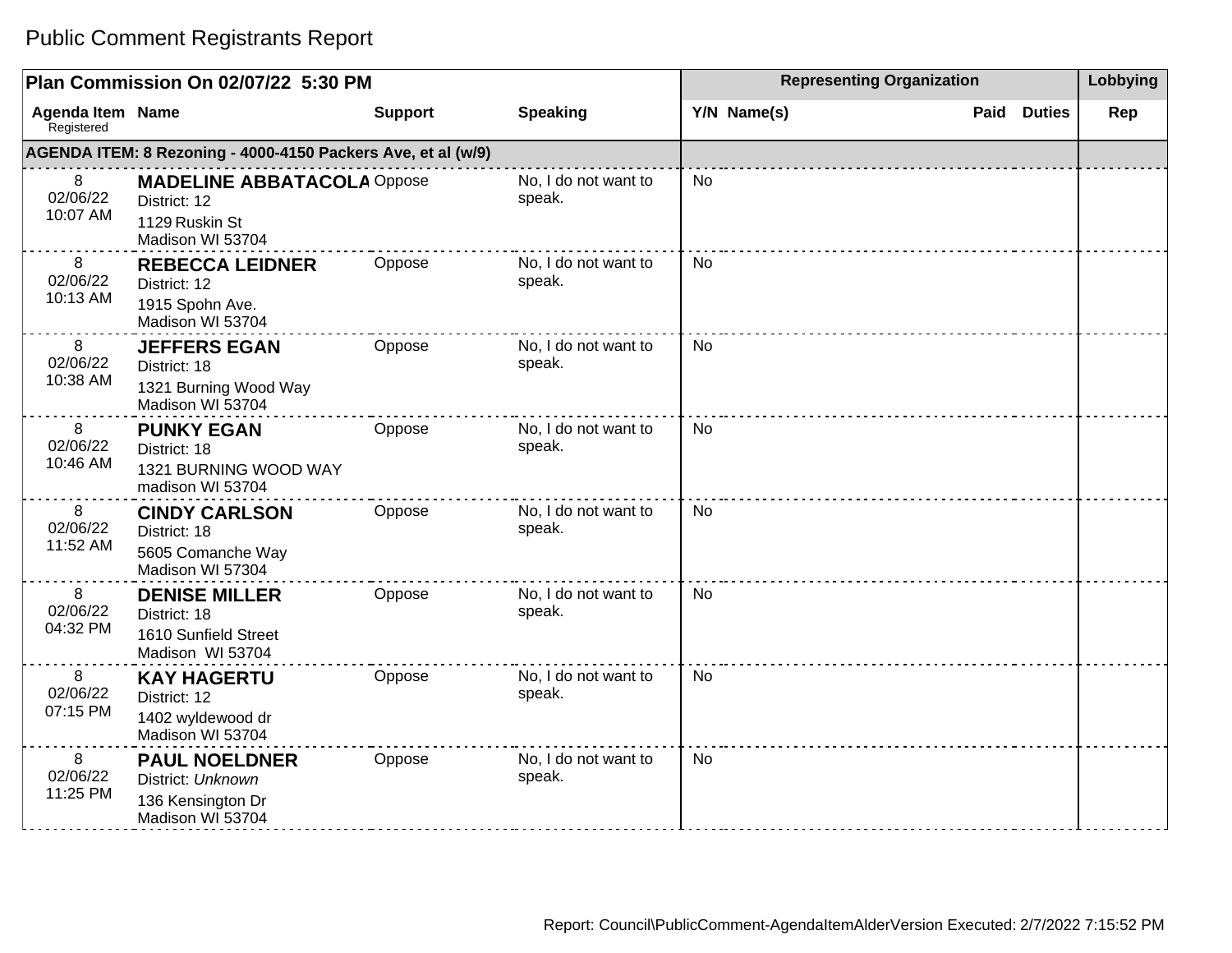# Public Comment Registrants Report

| Plan Commission On 02/07/22 5:30 PM | | | | Representing Organization | | | | Lobbying |
|---|---|---|---|---|---|---|---|---|
| **Agenda Item** Registered | **Name** | **Support** | **Speaking** | **Y/N** | **Name(s)** | **Paid** | **Duties** | **Rep** |
| **AGENDA ITEM: 8 Rezoning - 4000-4150 Packers Ave, et al (w/9)** | | | | | | | | |
| 8 02/06/22 10:07 AM | **MADELINE ABBATACOLA** District: 12 1129 Ruskin St Madison WI 53704 | Oppose | No, I do not want to speak. | No | | | | |
| 8 02/06/22 10:13 AM | **REBECCA LEIDNER** District: 12 1915 Spohn Ave. Madison WI 53704 | Oppose | No, I do not want to speak. | No | | | | |
| 8 02/06/22 10:38 AM | **JEFFERS EGAN** District: 18 1321 Burning Wood Way Madison WI 53704 | Oppose | No, I do not want to speak. | No | | | | |
| 8 02/06/22 10:46 AM | **PUNKY EGAN** District: 18 1321 BURNING WOOD WAY madison WI 53704 | Oppose | No, I do not want to speak. | No | | | | |
| 8 02/06/22 11:52 AM | **CINDY CARLSON** District: 18 5605 Comanche Way Madison WI 57304 | Oppose | No, I do not want to speak. | No | | | | |
| 8 02/06/22 04:32 PM | **DENISE MILLER** District: 18 1610 Sunfield Street Madison WI 53704 | Oppose | No, I do not want to speak. | No | | | | |
| 8 02/06/22 07:15 PM | **KAY HAGERTU** District: 12 1402 wyldewood dr Madison WI 53704 | Oppose | No, I do not want to speak. | No | | | | |
| 8 02/06/22 11:25 PM | **PAUL NOELDNER** District: *Unknown* 136 Kensington Dr Madison WI 53704 | Oppose | No, I do not want to speak. | No | | | | |

Report: Council\PublicComment-AgendaItemAlderVersion Executed: 2/7/2022 7:15:52 PM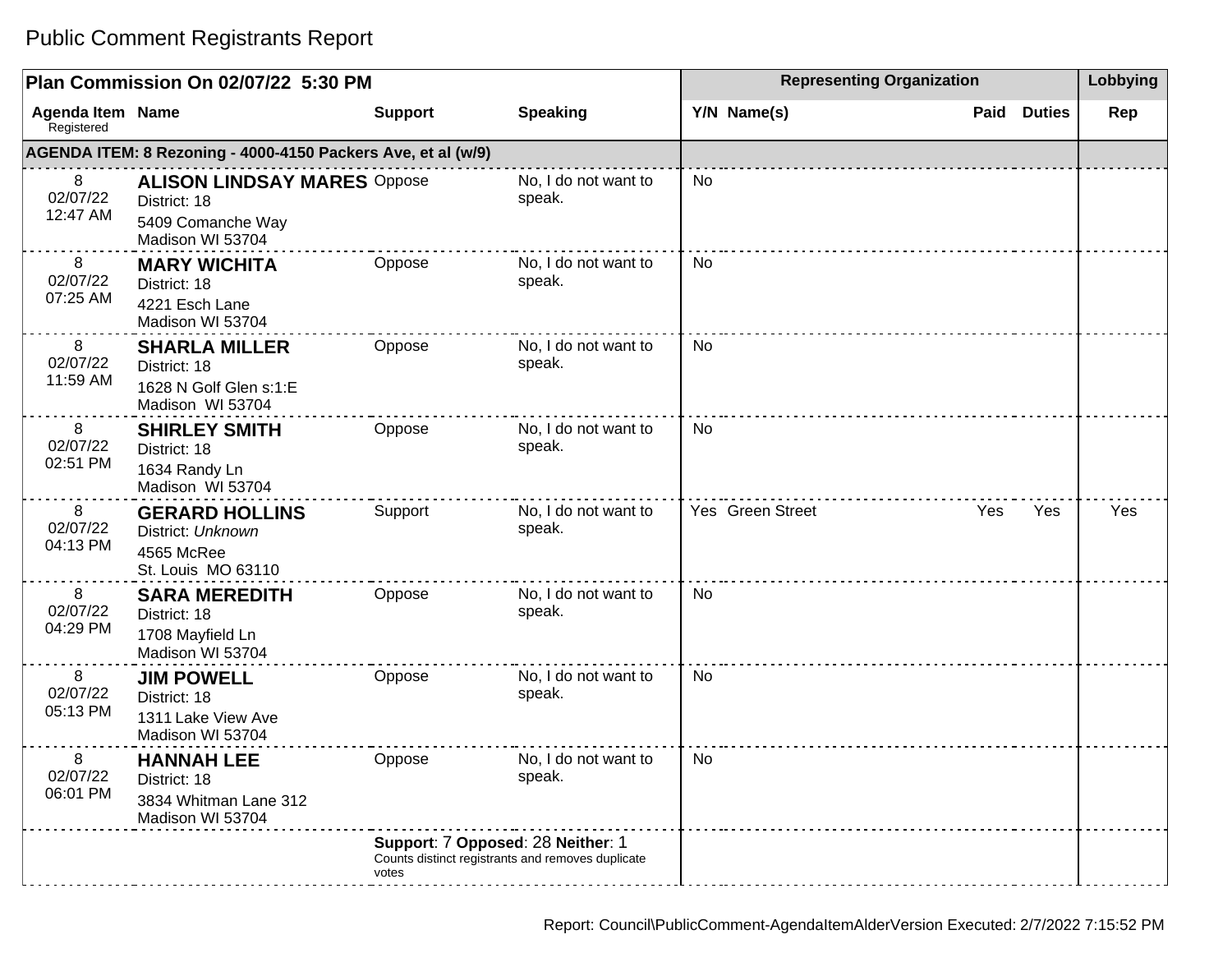# Public Comment Registrants Report

| Plan Commission On 02/07/22 5:30 PM | | | | Representing Organization | | | | Lobbying |
|---|---|---|---|---|---|---|---|---|
| Agenda Item Registered | Name | Support | Speaking | Y/N | Name(s) | Paid | Duties | Rep |
| **AGENDA ITEM: 8 Rezoning - 4000-4150 Packers Ave, et al (w/9)** | | | | | | | | |
| 8 02/07/22 12:47 AM | **ALISON LINDSAY MARES** District: 18 5409 Comanche Way Madison WI 53704 | Oppose | No, I do not want to speak. | No | | | | |
| 8 02/07/22 07:25 AM | **MARY WICHITA** District: 18 4221 Esch Lane Madison WI 53704 | Oppose | No, I do not want to speak. | No | | | | |
| 8 02/07/22 11:59 AM | **SHARLA MILLER** District: 18 1628 N Golf Glen s:1:E Madison WI 53704 | Oppose | No, I do not want to speak. | No | | | | |
| 8 02/07/22 02:51 PM | **SHIRLEY SMITH** District: 18 1634 Randy Ln Madison WI 53704 | Oppose | No, I do not want to speak. | No | | | | |
| 8 02/07/22 04:13 PM | **GERARD HOLLINS** District: *Unknown* 4565 McRee St. Louis MO 63110 | Support | No, I do not want to speak. | Yes | Green Street | Yes | Yes | Yes |
| 8 02/07/22 04:29 PM | **SARA MEREDITH** District: 18 1708 Mayfield Ln Madison WI 53704 | Oppose | No, I do not want to speak. | No | | | | |
| 8 02/07/22 05:13 PM | **JIM POWELL** District: 18 1311 Lake View Ave Madison WI 53704 | Oppose | No, I do not want to speak. | No | | | | |
| 8 02/07/22 06:01 PM | **HANNAH LEE** District: 18 3834 Whitman Lane 312 Madison WI 53704 | Oppose | No, I do not want to speak. | No | | | | |
| | | **Support**: 7 **Opposed**: 28 **Neither**: 1 Counts distinct registrants and removes duplicate votes | | | | | | |

Report: Council\PublicComment-AgendaItemAlderVersion Executed: 2/7/2022 7:15:52 PM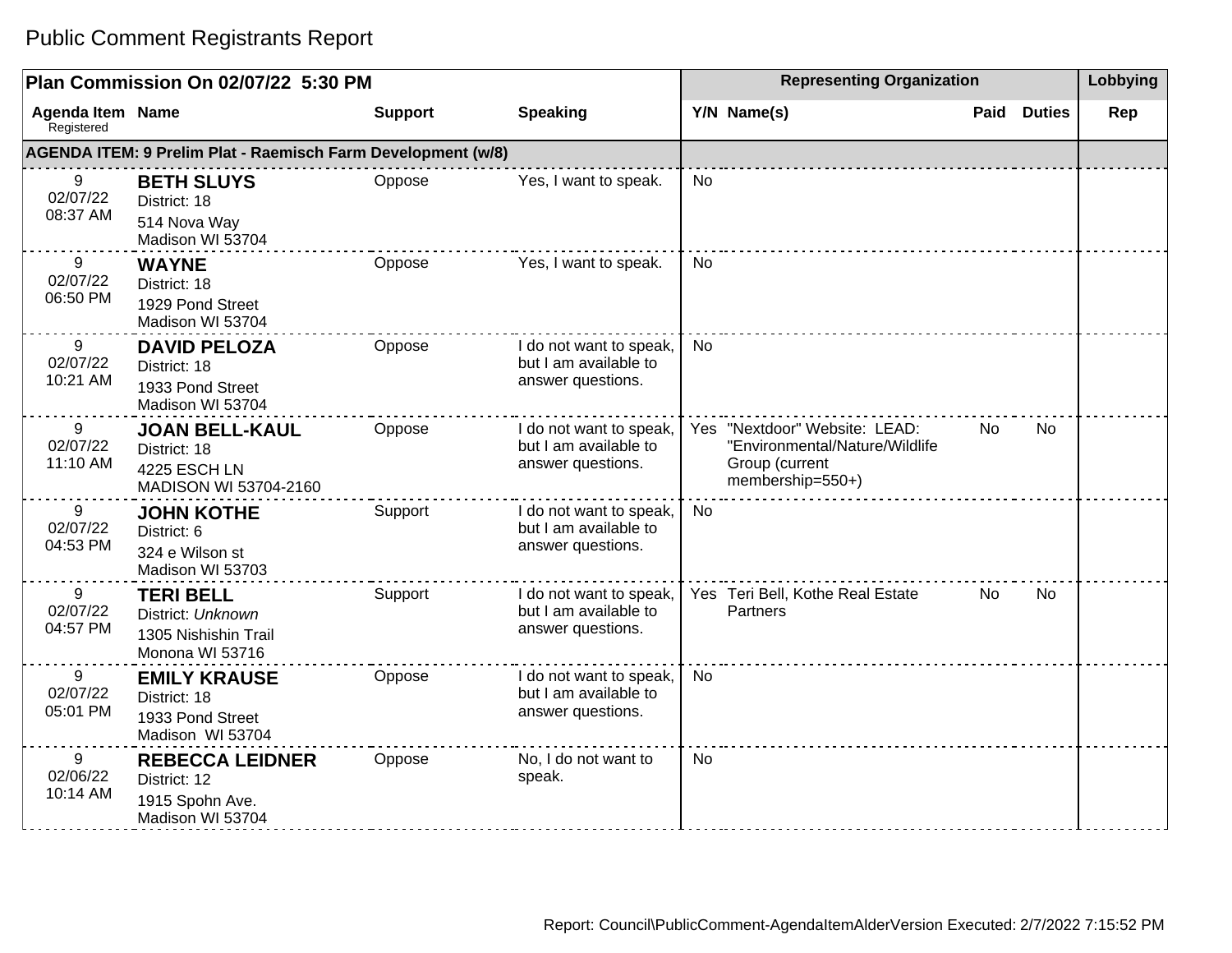# Public Comment Registrants Report

| Plan Commission On 02/07/22 5:30 PM | | | | Representing Organization | | | | Lobbying |
|---|---|---|---|---|---|---|---|---|
| Agenda Item Registered | Name | Support | Speaking | Y/N | Name(s) | Paid | Duties | Rep |
| **AGENDA ITEM: 9 Prelim Plat - Raemisch Farm Development (w/8)** | | | | | | | | |
| 9<br>02/07/22<br>08:37 AM | **BETH SLUYS**<br>District: 18<br>514 Nova Way<br>Madison WI 53704 | Oppose | Yes, I want to speak. | No | | | | |
| 9<br>02/07/22<br>06:50 PM | **WAYNE**<br>District: 18<br>1929 Pond Street<br>Madison WI 53704 | Oppose | Yes, I want to speak. | No | | | | |
| 9<br>02/07/22<br>10:21 AM | **DAVID PELOZA**<br>District: 18<br>1933 Pond Street<br>Madison WI 53704 | Oppose | I do not want to speak, but I am available to answer questions. | No | | | | |
| 9<br>02/07/22<br>11:10 AM | **JOAN BELL-KAUL**<br>District: 18<br>4225 ESCH LN<br>MADISON WI 53704-2160 | Oppose | I do not want to speak, but I am available to answer questions. | Yes | "Nextdoor" Website: LEAD: "Environmental/Nature/Wildlife Group (current membership=550+) | No | No | |
| 9<br>02/07/22<br>04:53 PM | **JOHN KOTHE**<br>District: 6<br>324 e Wilson st<br>Madison WI 53703 | Support | I do not want to speak, but I am available to answer questions. | No | | | | |
| 9<br>02/07/22<br>04:57 PM | **TERI BELL**<br>District: *Unknown*<br>1305 Nishishin Trail<br>Monona WI 53716 | Support | I do not want to speak, but I am available to answer questions. | Yes | Teri Bell, Kothe Real Estate Partners | No | No | |
| 9<br>02/07/22<br>05:01 PM | **EMILY KRAUSE**<br>District: 18<br>1933 Pond Street<br>Madison WI 53704 | Oppose | I do not want to speak, but I am available to answer questions. | No | | | | |
| 9<br>02/06/22<br>10:14 AM | **REBECCA LEIDNER**<br>District: 12<br>1915 Spohn Ave.<br>Madison WI 53704 | Oppose | No, I do not want to speak. | No | | | | |

Report: Council\PublicComment-AgendaItemAlderVersion Executed: 2/7/2022 7:15:52 PM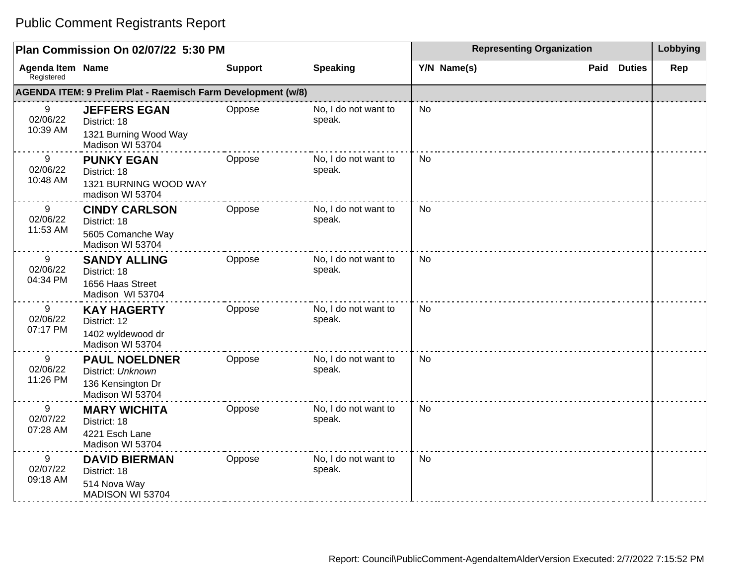# Public Comment Registrants Report

| Plan Commission On 02/07/22 5:30 PM | | | | Representing Organization | | | | Lobbying |
|---|---|---|---|---|---|---|---|---|
| Agenda Item Registered | Name | Support | Speaking | Y/N | Name(s) | Paid | Duties | Rep |
| **AGENDA ITEM: 9 Prelim Plat - Raemisch Farm Development (w/8)** | | | | | | | | |
| 9<br>02/06/22<br>10:39 AM | **JEFFERS EGAN**<br>District: 18<br>1321 Burning Wood Way<br>Madison WI 53704 | Oppose | No, I do not want to speak. | No | | | | |
| 9<br>02/06/22<br>10:48 AM | **PUNKY EGAN**<br>District: 18<br>1321 BURNING WOOD WAY<br>madison WI 53704 | Oppose | No, I do not want to speak. | No | | | | |
| 9<br>02/06/22<br>11:53 AM | **CINDY CARLSON**<br>District: 18<br>5605 Comanche Way<br>Madison WI 53704 | Oppose | No, I do not want to speak. | No | | | | |
| 9<br>02/06/22<br>04:34 PM | **SANDY ALLING**<br>District: 18<br>1656 Haas Street<br>Madison WI 53704 | Oppose | No, I do not want to speak. | No | | | | |
| 9<br>02/06/22<br>07:17 PM | **KAY HAGERTY**<br>District: 12<br>1402 wyldewood dr<br>Madison WI 53704 | Oppose | No, I do not want to speak. | No | | | | |
| 9<br>02/06/22<br>11:26 PM | **PAUL NOELDNER**<br>District: *Unknown*<br>136 Kensington Dr<br>Madison WI 53704 | Oppose | No, I do not want to speak. | No | | | | |
| 9<br>02/07/22<br>07:28 AM | **MARY WICHITA**<br>District: 18<br>4221 Esch Lane<br>Madison WI 53704 | Oppose | No, I do not want to speak. | No | | | | |
| 9<br>02/07/22<br>09:18 AM | **DAVID BIERMAN**<br>District: 18<br>514 Nova Way<br>MADISON WI 53704 | Oppose | No, I do not want to speak. | No | | | | |

Report: Council\PublicComment-AgendaItemAlderVersion Executed: 2/7/2022 7:15:52 PM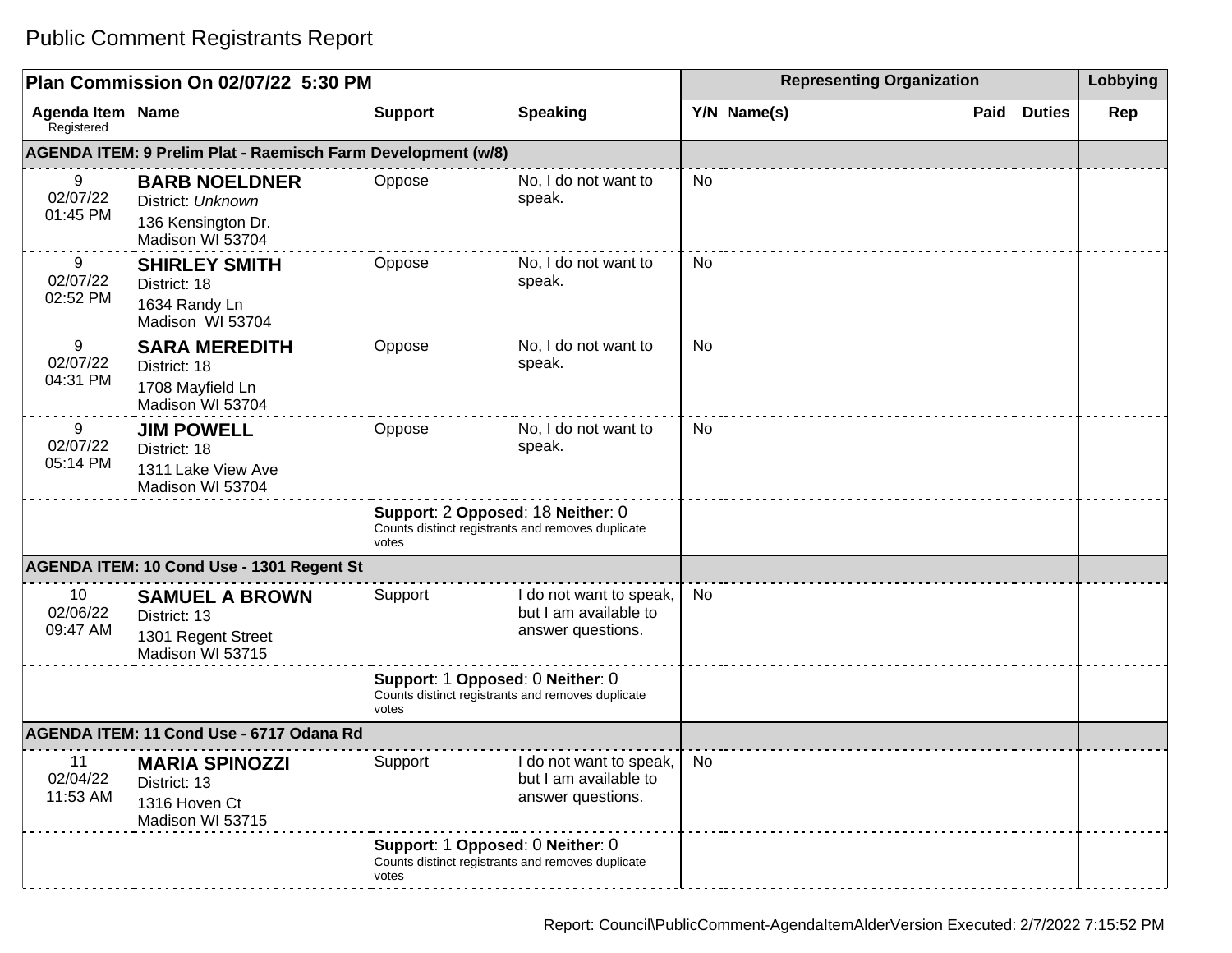# Public Comment Registrants Report

| Plan Commission On 02/07/22 5:30 PM | | | | Representing Organization | | | | Lobbying |
|---|---|---|---|---|---|---|---|---|
| **Agenda Item** Registered | **Name** | **Support** | **Speaking** | **Y/N** | **Name(s)** | **Paid** | **Duties** | **Rep** |
| **AGENDA ITEM: 9 Prelim Plat - Raemisch Farm Development (w/8)** | | | | | | | | |
| 9<br>02/07/22<br>01:45 PM | **BARB NOELDNER**<br>District: *Unknown*<br>136 Kensington Dr.<br>Madison WI 53704 | Oppose | No, I do not want to speak. | No | | | | |
| 9<br>02/07/22<br>02:52 PM | **SHIRLEY SMITH**<br>District: 18<br>1634 Randy Ln<br>Madison WI 53704 | Oppose | No, I do not want to speak. | No | | | | |
| 9<br>02/07/22<br>04:31 PM | **SARA MEREDITH**<br>District: 18<br>1708 Mayfield Ln<br>Madison WI 53704 | Oppose | No, I do not want to speak. | No | | | | |
| 9<br>02/07/22<br>05:14 PM | **JIM POWELL**<br>District: 18<br>1311 Lake View Ave<br>Madison WI 53704 | Oppose | No, I do not want to speak. | No | | | | |
| | | **Support**: 2 **Opposed**: 18 **Neither**: 0<br>Counts distinct registrants and removes duplicate votes | | | | | | |
| **AGENDA ITEM: 10 Cond Use - 1301 Regent St** | | | | | | | | |
| 10<br>02/06/22<br>09:47 AM | **SAMUEL A BROWN**<br>District: 13<br>1301 Regent Street<br>Madison WI 53715 | Support | I do not want to speak, but I am available to answer questions. | No | | | | |
| | | **Support**: 1 **Opposed**: 0 **Neither**: 0<br>Counts distinct registrants and removes duplicate votes | | | | | | |
| **AGENDA ITEM: 11 Cond Use - 6717 Odana Rd** | | | | | | | | |
| 11<br>02/04/22<br>11:53 AM | **MARIA SPINOZZI**<br>District: 13<br>1316 Hoven Ct<br>Madison WI 53715 | Support | I do not want to speak, but I am available to answer questions. | No | | | | |
| | | **Support**: 1 **Opposed**: 0 **Neither**: 0<br>Counts distinct registrants and removes duplicate votes | | | | | | |

Report: Council\PublicComment-AgendaItemAlderVersion Executed: 2/7/2022 7:15:52 PM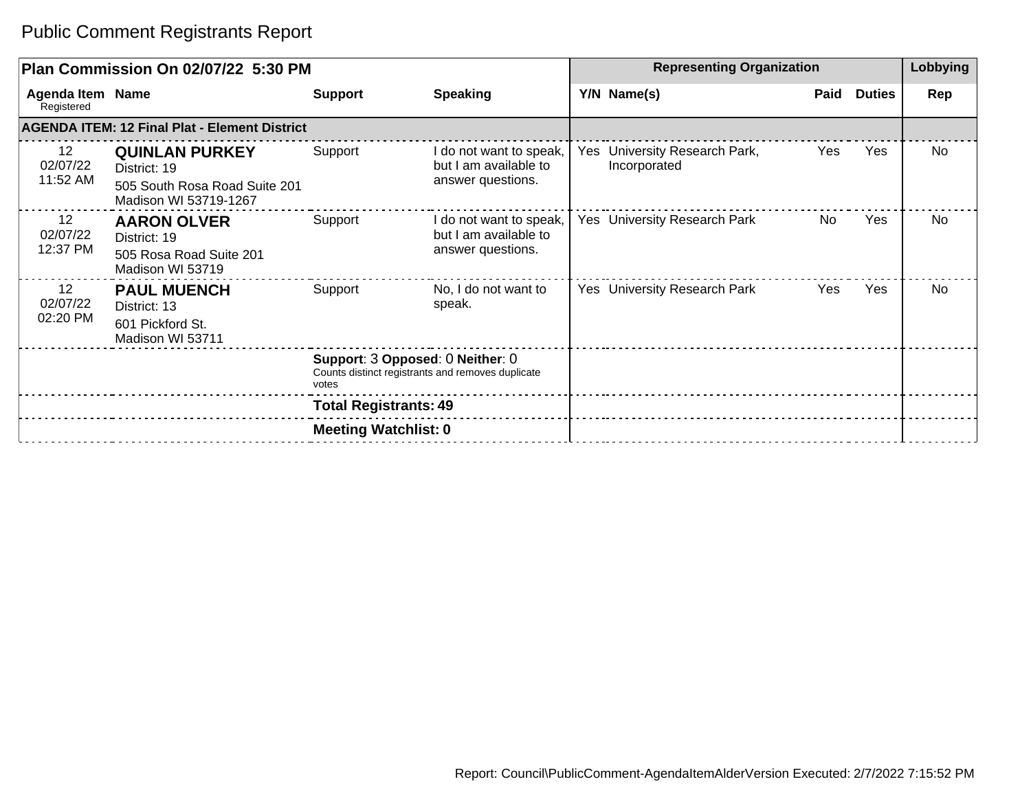# Public Comment Registrants Report

| Plan Commission On 02/07/22 5:30 PM | | | | Representing Organization | | | | Lobbying |
|---|---|---|---|---|---|---|---|---|
| **Agenda Item** Registered | **Name** | **Support** | **Speaking** | **Y/N** | **Name(s)** | **Paid** | **Duties** | **Rep** |
| **AGENDA ITEM: 12 Final Plat - Element District** | | | | | | | | |
| 12 02/07/22 11:52 AM | **QUINLAN PURKEY** District: 19 505 South Rosa Road Suite 201 Madison WI 53719-1267 | Support | I do not want to speak, but I am available to answer questions. | Yes | University Research Park, Incorporated | Yes | Yes | No |
| 12 02/07/22 12:37 PM | **AARON OLVER** District: 19 505 Rosa Road Suite 201 Madison WI 53719 | Support | I do not want to speak, but I am available to answer questions. | Yes | University Research Park | No | Yes | No |
| 12 02/07/22 02:20 PM | **PAUL MUENCH** District: 13 601 Pickford St. Madison WI 53711 | Support | No, I do not want to speak. | Yes | University Research Park | Yes | Yes | No |
| | | **Support**: 3 **Opposed**: 0 **Neither**: 0 Counts distinct registrants and removes duplicate votes | | | | | | |
| | | **Total Registrants: 49** | | | | | | |
| | | **Meeting Watchlist: 0** | | | | | | |

Report: Council\PublicComment-AgendaItemAlderVersion Executed: 2/7/2022 7:15:52 PM